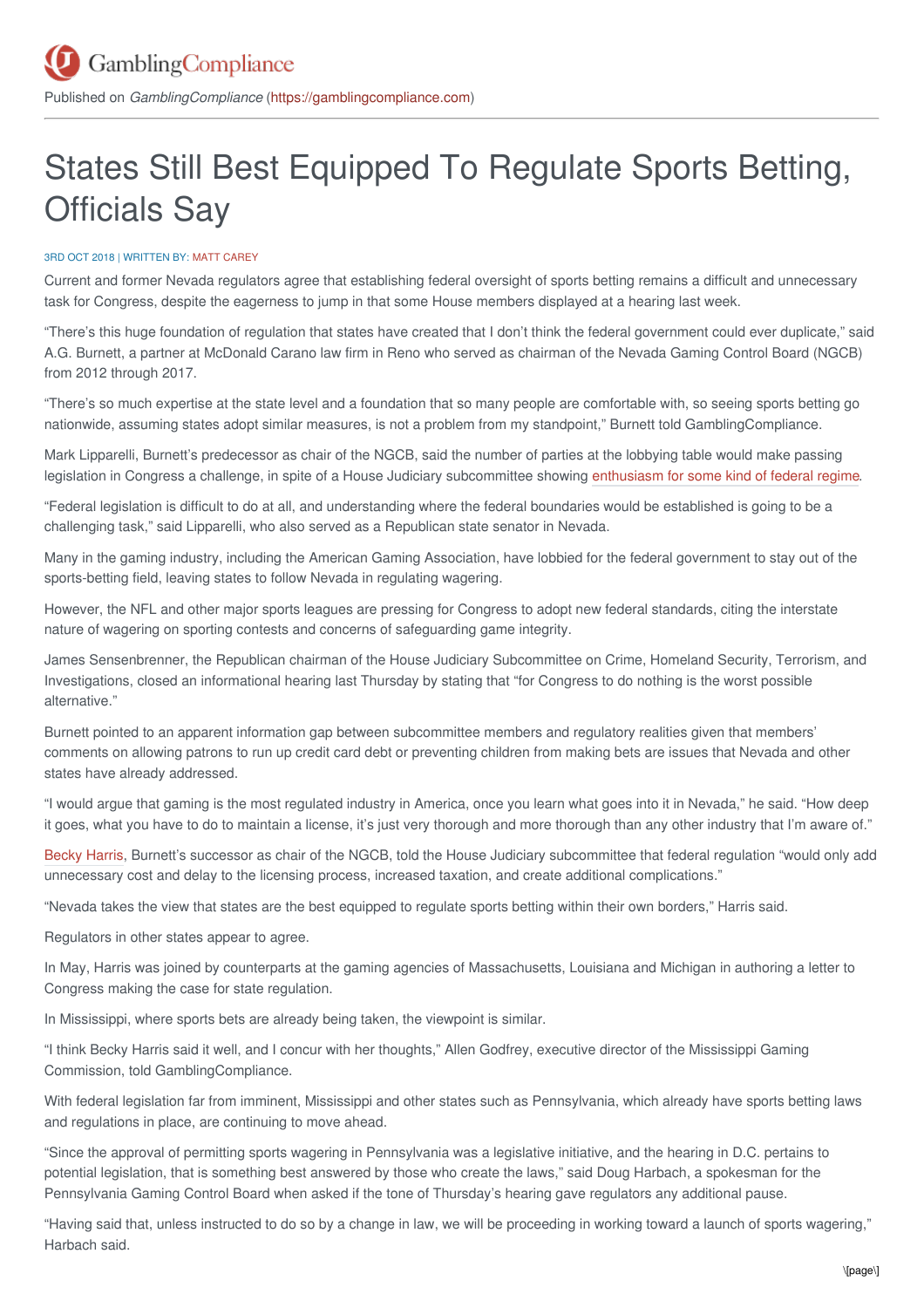GamblingCompliance

Published on *GamblingCompliance* (https://gamblingcompliance.com)

# States Still Best Equipped To Regulate Sports Betting, Officials Say

3RD OCT 2018 | WRITTEN BY: MATT CAREY

Current and former Nevada regulators agree that establishing federal oversight of sports betting remains a difficult and unnecessary task for Congress, despite the eagerness to jump in that some House members displayed at a hearing last week.

"There's this huge foundation of regulation that states have created that I don't think the federal government could ever duplicate," said A.G. Burnett, a partner at McDonald Carano law firm in Reno who served as chairman of the Nevada Gaming Control Board (NGCB) from 2012 through 2017.

"There's so much expertise at the state level and a foundation that so many people are comfortable with, so seeing sports betting go nationwide, assuming states adopt similar measures, is not a problem from my standpoint," Burnett told GamblingCompliance.

Mark Lipparelli, Burnett's predecessor as chair of the NGCB, said the number of parties at the lobbying table would make passing legislation in Congress a challenge, in spite of a House Judiciary subcommittee showing enthusiasm for some kind of federal regime.

"Federal legislation is difficult to do at all, and understanding where the federal boundaries would be established is going to be a challenging task," said Lipparelli, who also served as a Republican state senator in Nevada.

Many in the gaming industry, including the American Gaming Association, have lobbied for the federal government to stay out of the sports-betting field, leaving states to follow Nevada in regulating wagering.

However, the NFL and other major sports leagues are pressing for Congress to adopt new federal standards, citing the interstate nature of wagering on sporting contests and concerns of safeguarding game integrity.

James Sensenbrenner, the Republican chairman of the House Judiciary Subcommittee on Crime, Homeland Security, Terrorism, and Investigations, closed an informational hearing last Thursday by stating that "for Congress to do nothing is the worst possible alternative."

Burnett pointed to an apparent information gap between subcommittee members and regulatory realities given that members' comments on allowing patrons to run up credit card debt or preventing children from making bets are issues that Nevada and other states have already addressed.

"I would argue that gaming is the most regulated industry in America, once you learn what goes into it in Nevada," he said. "How deep it goes, what you have to do to maintain a license, it's just very thorough and more thorough than any other industry that I'm aware of."

Becky Harris, Burnett's successor as chair of the NGCB, told the House Judiciary subcommittee that federal regulation "would only add unnecessary cost and delay to the licensing process, increased taxation, and create additional complications."

"Nevada takes the view that states are the best equipped to regulate sports betting within their own borders," Harris said.

Regulators in other states appear to agree.

In May, Harris was joined by counterparts at the gaming agencies of Massachusetts, Louisiana and Michigan in authoring a letter to Congress making the case for state regulation.

In Mississippi, where sports bets are already being taken, the viewpoint is similar.

"I think Becky Harris said it well, and I concur with her thoughts," Allen Godfrey, executive director of the Mississippi Gaming Commission, told GamblingCompliance.

With federal legislation far from imminent, Mississippi and other states such as Pennsylvania, which already have sports betting laws and regulations in place, are continuing to move ahead.

"Since the approval of permitting sports wagering in Pennsylvania was a legislative initiative, and the hearing in D.C. pertains to potential legislation, that is something best answered by those who create the laws," said Doug Harbach, a spokesman for the Pennsylvania Gaming Control Board when asked if the tone of Thursday's hearing gave regulators any additional pause.

"Having said that, unless instructed to do so by a change in law, we will be proceeding in working toward a launch of sports wagering," Harbach said.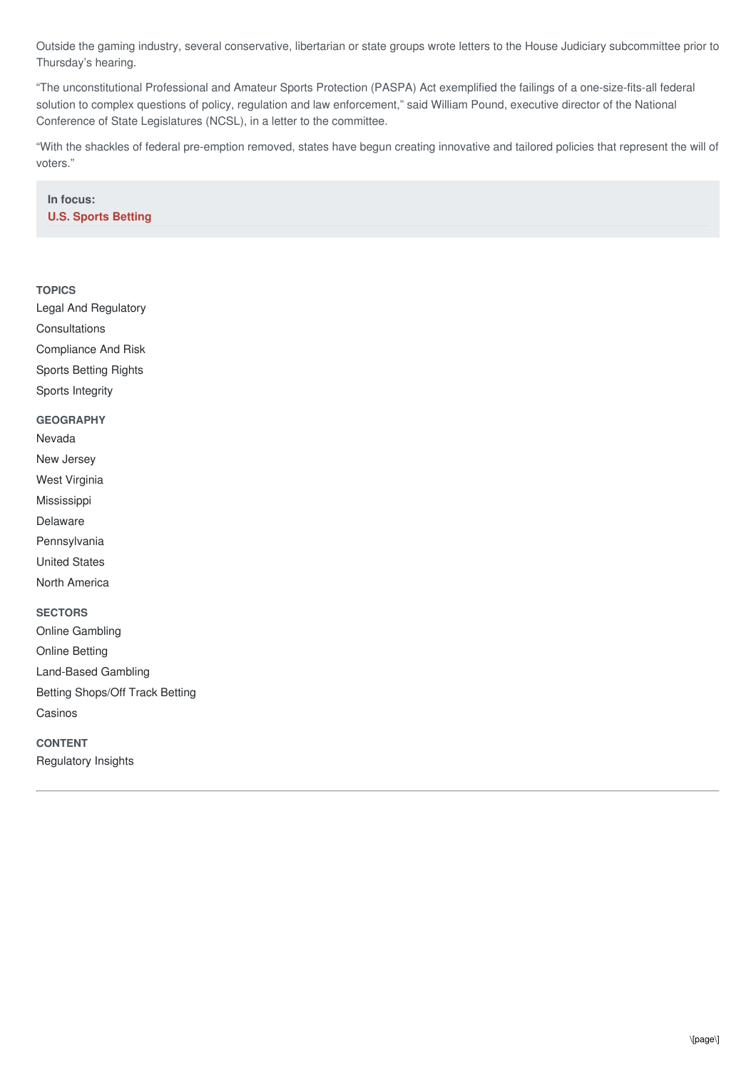Outside the gaming industry, several conservative, libertarian or state groups wrote letters to the House Judiciary subcommittee prior to Thursday's hearing.

"The unconstitutional Professional and Amateur Sports Protection (PASPA) Act exemplified the failings of a one-size-fits-all federal solution to complex questions of policy, regulation and law enforcement," said William Pound, executive director of the National Conference of State Legislatures (NCSL), in a letter to the committee.

"With the shackles of federal pre-emption removed, states have begun creating innovative and tailored policies that represent the will of voters."

**In focus:**
**U.S. Sports Betting**

**TOPICS**

Legal And Regulatory
Consultations
Compliance And Risk
Sports Betting Rights
Sports Integrity

**GEOGRAPHY**

Nevada
New Jersey
West Virginia
Mississippi
Delaware
Pennsylvania
United States
North America

**SECTORS**

Online Gambling
Online Betting
Land-Based Gambling
Betting Shops/Off Track Betting
Casinos

**CONTENT**

Regulatory Insights